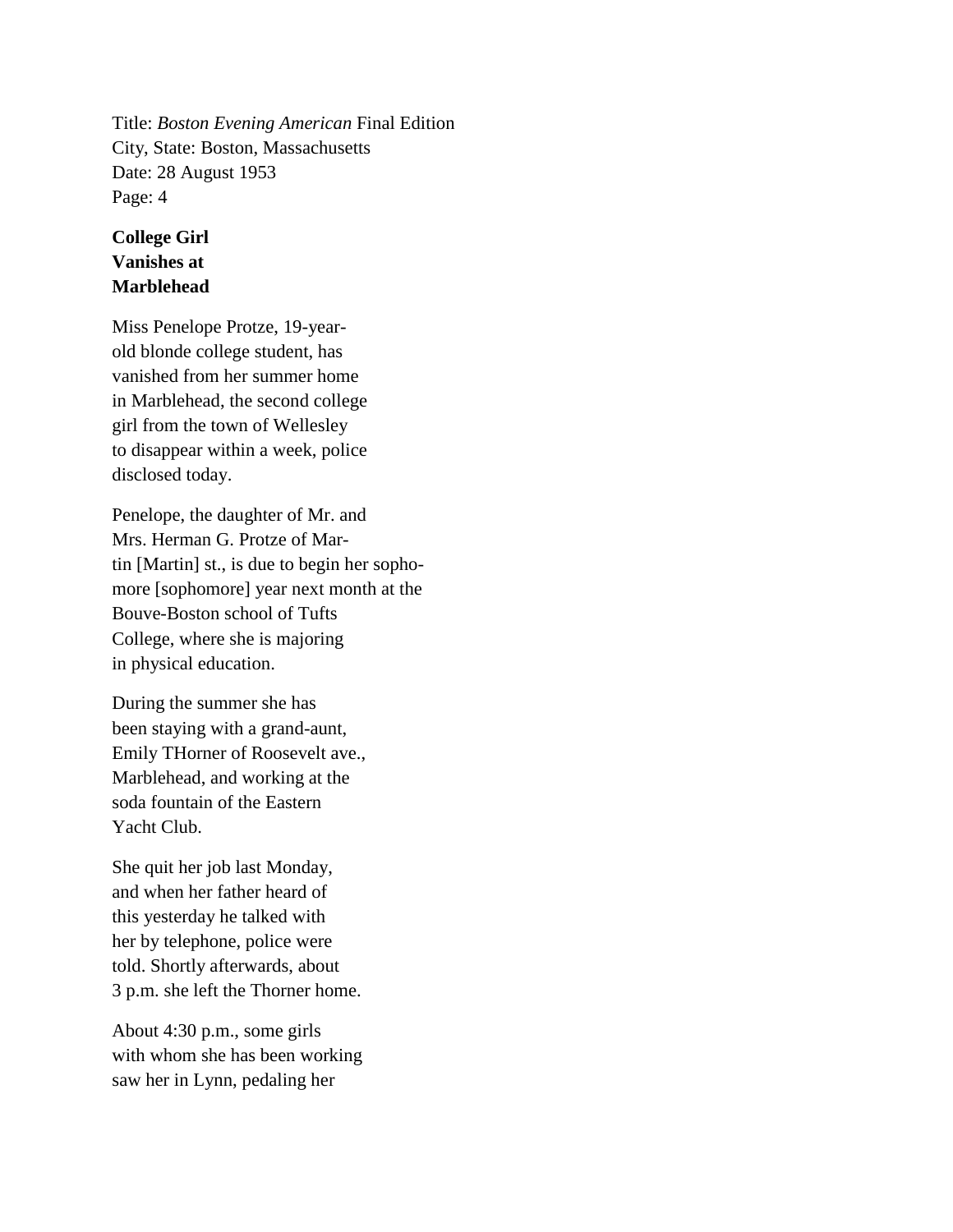Title: *Boston Evening American* Final Edition
City, State: Boston, Massachusetts
Date: 28 August 1953
Page: 4

**College Girl Vanishes at Marblehead**

Miss Penelope Protze, 19-year-old blonde college student, has vanished from her summer home in Marblehead, the second college girl from the town of Wellesley to disappear within a week, police disclosed today.

Penelope, the daughter of Mr. and Mrs. Herman G. Protze of Martin [Martin] st., is due to begin her sophomore [sophomore] year next month at the Bouve-Boston school of Tufts College, where she is majoring in physical education.

During the summer she has been staying with a grand-aunt, Emily THorner of Roosevelt ave., Marblehead, and working at the soda fountain of the Eastern Yacht Club.

She quit her job last Monday, and when her father heard of this yesterday he talked with her by telephone, police were told. Shortly afterwards, about 3 p.m. she left the Thorner home.

About 4:30 p.m., some girls with whom she has been working saw her in Lynn, pedaling her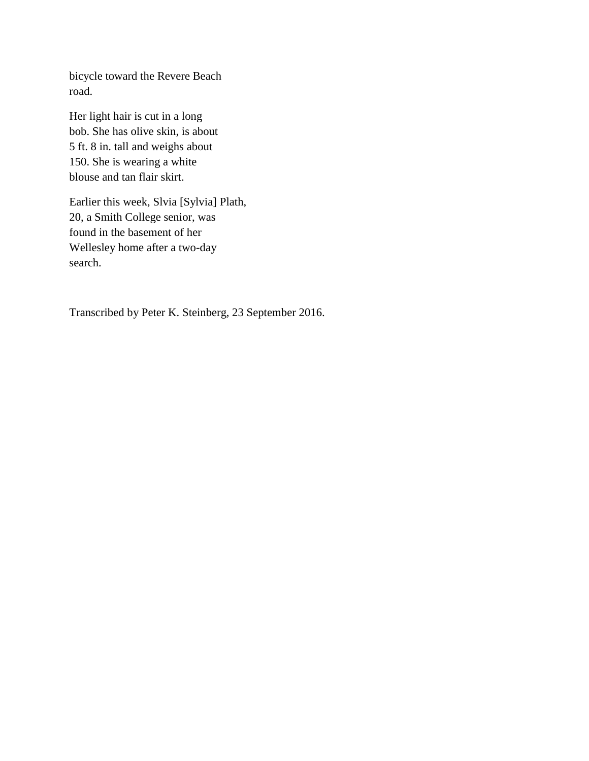bicycle toward the Revere Beach road.

Her light hair is cut in a long bob. She has olive skin, is about 5 ft. 8 in. tall and weighs about 150. She is wearing a white blouse and tan flair skirt.

Earlier this week, Slvia [Sylvia] Plath, 20, a Smith College senior, was found in the basement of her Wellesley home after a two-day search.

Transcribed by Peter K. Steinberg, 23 September 2016.